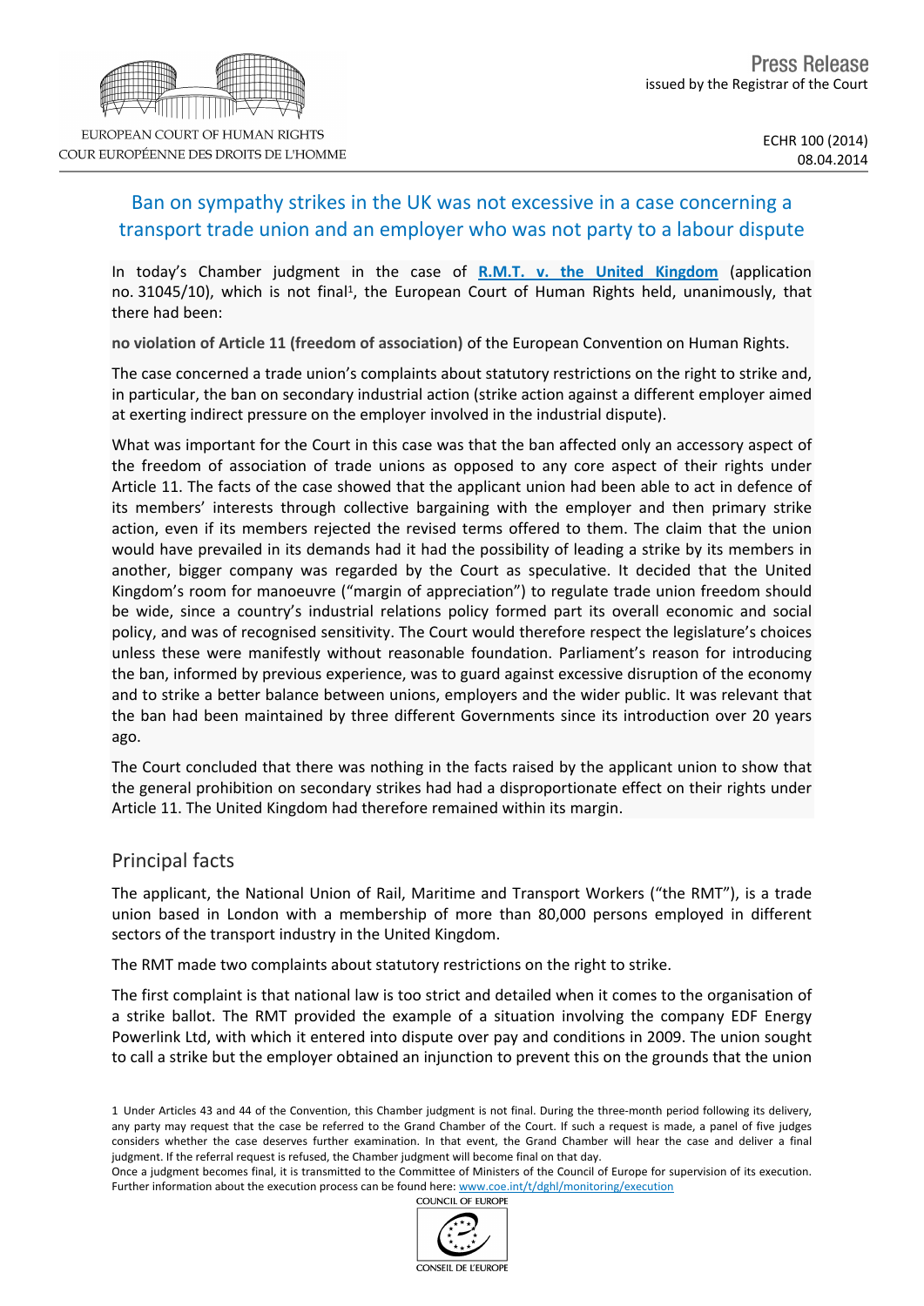EUROPEAN COURT OF HUMAN RIGHTS
COUR EUROPÉENNE DES DROITS DE L'HOMME

Press Release
issued by the Registrar of the Court

ECHR 100 (2014)
08.04.2014

# Ban on sympathy strikes in the UK was not excessive in a case concerning a transport trade union and an employer who was not party to a labour dispute

In today's Chamber judgment in the case of **R.M.T. v. the United Kingdom** (application no. 31045/10), which is not final[1], the European Court of Human Rights held, unanimously, that there had been:

**no violation of Article 11 (freedom of association)** of the European Convention on Human Rights.

The case concerned a trade union's complaints about statutory restrictions on the right to strike and, in particular, the ban on secondary industrial action (strike action against a different employer aimed at exerting indirect pressure on the employer involved in the industrial dispute).

What was important for the Court in this case was that the ban affected only an accessory aspect of the freedom of association of trade unions as opposed to any core aspect of their rights under Article 11. The facts of the case showed that the applicant union had been able to act in defence of its members' interests through collective bargaining with the employer and then primary strike action, even if its members rejected the revised terms offered to them. The claim that the union would have prevailed in its demands had it had the possibility of leading a strike by its members in another, bigger company was regarded by the Court as speculative. It decided that the United Kingdom's room for manoeuvre ("margin of appreciation") to regulate trade union freedom should be wide, since a country's industrial relations policy formed part its overall economic and social policy, and was of recognised sensitivity. The Court would therefore respect the legislature's choices unless these were manifestly without reasonable foundation. Parliament's reason for introducing the ban, informed by previous experience, was to guard against excessive disruption of the economy and to strike a better balance between unions, employers and the wider public. It was relevant that the ban had been maintained by three different Governments since its introduction over 20 years ago.

The Court concluded that there was nothing in the facts raised by the applicant union to show that the general prohibition on secondary strikes had had a disproportionate effect on their rights under Article 11. The United Kingdom had therefore remained within its margin.

## Principal facts

The applicant, the National Union of Rail, Maritime and Transport Workers ("the RMT"), is a trade union based in London with a membership of more than 80,000 persons employed in different sectors of the transport industry in the United Kingdom.

The RMT made two complaints about statutory restrictions on the right to strike.

The first complaint is that national law is too strict and detailed when it comes to the organisation of a strike ballot. The RMT provided the example of a situation involving the company EDF Energy Powerlink Ltd, with which it entered into dispute over pay and conditions in 2009. The union sought to call a strike but the employer obtained an injunction to prevent this on the grounds that the union

---

[1] Under Articles 43 and 44 of the Convention, this Chamber judgment is not final. During the three-month period following its delivery, any party may request that the case be referred to the Grand Chamber of the Court. If such a request is made, a panel of five judges considers whether the case deserves further examination. In that event, the Grand Chamber will hear the case and deliver a final judgment. If the referral request is refused, the Chamber judgment will become final on that day.

Once a judgment becomes final, it is transmitted to the Committee of Ministers of the Council of Europe for supervision of its execution. Further information about the execution process can be found here: www.coe.int/t/dghl/monitoring/execution

COUNCIL OF EUROPE
CONSEIL DE L'EUROPE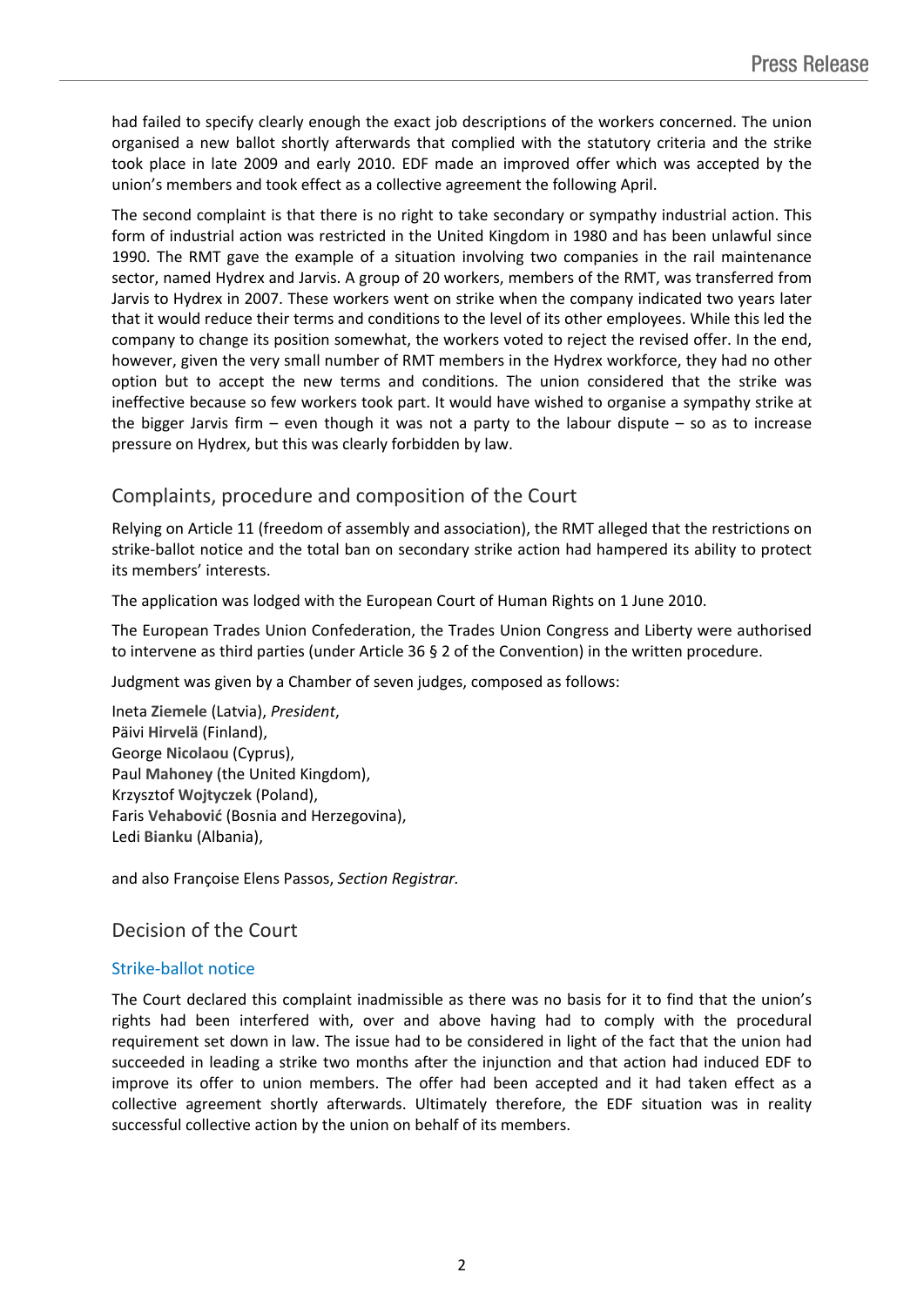had failed to specify clearly enough the exact job descriptions of the workers concerned. The union organised a new ballot shortly afterwards that complied with the statutory criteria and the strike took place in late 2009 and early 2010. EDF made an improved offer which was accepted by the union's members and took effect as a collective agreement the following April.

The second complaint is that there is no right to take secondary or sympathy industrial action. This form of industrial action was restricted in the United Kingdom in 1980 and has been unlawful since 1990. The RMT gave the example of a situation involving two companies in the rail maintenance sector, named Hydrex and Jarvis. A group of 20 workers, members of the RMT, was transferred from Jarvis to Hydrex in 2007. These workers went on strike when the company indicated two years later that it would reduce their terms and conditions to the level of its other employees. While this led the company to change its position somewhat, the workers voted to reject the revised offer. In the end, however, given the very small number of RMT members in the Hydrex workforce, they had no other option but to accept the new terms and conditions. The union considered that the strike was ineffective because so few workers took part. It would have wished to organise a sympathy strike at the bigger Jarvis firm – even though it was not a party to the labour dispute – so as to increase pressure on Hydrex, but this was clearly forbidden by law.

## Complaints, procedure and composition of the Court

Relying on Article 11 (freedom of assembly and association), the RMT alleged that the restrictions on strike-ballot notice and the total ban on secondary strike action had hampered its ability to protect its members' interests.

The application was lodged with the European Court of Human Rights on 1 June 2010.

The European Trades Union Confederation, the Trades Union Congress and Liberty were authorised to intervene as third parties (under Article 36 § 2 of the Convention) in the written procedure.

Judgment was given by a Chamber of seven judges, composed as follows:

Ineta **Ziemele** (Latvia), *President*,
Päivi **Hirvelä** (Finland),
George **Nicolaou** (Cyprus),
Paul **Mahoney** (the United Kingdom),
Krzysztof **Wojtyczek** (Poland),
Faris **Vehabović** (Bosnia and Herzegovina),
Ledi **Bianku** (Albania),

and also Françoise Elens Passos, *Section Registrar*.

## Decision of the Court

### Strike-ballot notice

The Court declared this complaint inadmissible as there was no basis for it to find that the union's rights had been interfered with, over and above having had to comply with the procedural requirement set down in law. The issue had to be considered in light of the fact that the union had succeeded in leading a strike two months after the injunction and that action had induced EDF to improve its offer to union members. The offer had been accepted and it had taken effect as a collective agreement shortly afterwards. Ultimately therefore, the EDF situation was in reality successful collective action by the union on behalf of its members.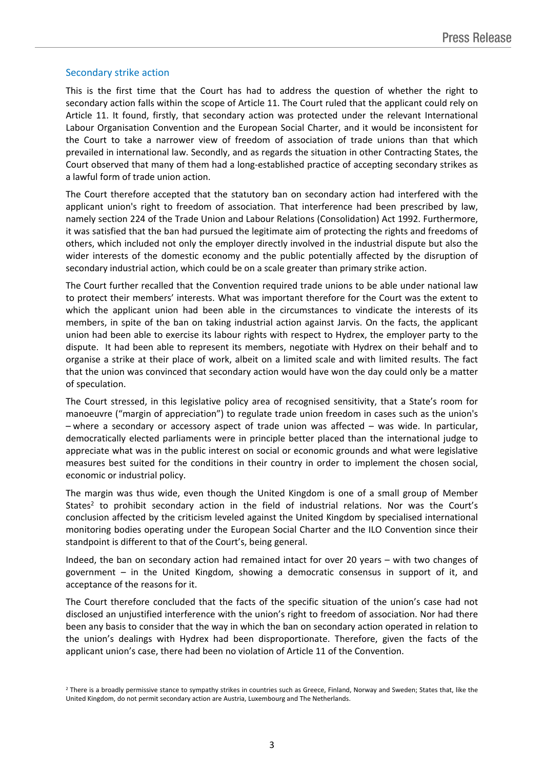## Secondary strike action

This is the first time that the Court has had to address the question of whether the right to secondary action falls within the scope of Article 11. The Court ruled that the applicant could rely on Article 11. It found, firstly, that secondary action was protected under the relevant International Labour Organisation Convention and the European Social Charter, and it would be inconsistent for the Court to take a narrower view of freedom of association of trade unions than that which prevailed in international law. Secondly, and as regards the situation in other Contracting States, the Court observed that many of them had a long-established practice of accepting secondary strikes as a lawful form of trade union action.

The Court therefore accepted that the statutory ban on secondary action had interfered with the applicant union's right to freedom of association. That interference had been prescribed by law, namely section 224 of the Trade Union and Labour Relations (Consolidation) Act 1992. Furthermore, it was satisfied that the ban had pursued the legitimate aim of protecting the rights and freedoms of others, which included not only the employer directly involved in the industrial dispute but also the wider interests of the domestic economy and the public potentially affected by the disruption of secondary industrial action, which could be on a scale greater than primary strike action.

The Court further recalled that the Convention required trade unions to be able under national law to protect their members' interests. What was important therefore for the Court was the extent to which the applicant union had been able in the circumstances to vindicate the interests of its members, in spite of the ban on taking industrial action against Jarvis. On the facts, the applicant union had been able to exercise its labour rights with respect to Hydrex, the employer party to the dispute. It had been able to represent its members, negotiate with Hydrex on their behalf and to organise a strike at their place of work, albeit on a limited scale and with limited results. The fact that the union was convinced that secondary action would have won the day could only be a matter of speculation.

The Court stressed, in this legislative policy area of recognised sensitivity, that a State's room for manoeuvre ("margin of appreciation") to regulate trade union freedom in cases such as the union's – where a secondary or accessory aspect of trade union was affected – was wide. In particular, democratically elected parliaments were in principle better placed than the international judge to appreciate what was in the public interest on social or economic grounds and what were legislative measures best suited for the conditions in their country in order to implement the chosen social, economic or industrial policy.

The margin was thus wide, even though the United Kingdom is one of a small group of Member States[2] to prohibit secondary action in the field of industrial relations. Nor was the Court's conclusion affected by the criticism leveled against the United Kingdom by specialised international monitoring bodies operating under the European Social Charter and the ILO Convention since their standpoint is different to that of the Court's, being general.

Indeed, the ban on secondary action had remained intact for over 20 years – with two changes of government – in the United Kingdom, showing a democratic consensus in support of it, and acceptance of the reasons for it.

The Court therefore concluded that the facts of the specific situation of the union's case had not disclosed an unjustified interference with the union's right to freedom of association. Nor had there been any basis to consider that the way in which the ban on secondary action operated in relation to the union's dealings with Hydrex had been disproportionate. Therefore, given the facts of the applicant union's case, there had been no violation of Article 11 of the Convention.

[2] There is a broadly permissive stance to sympathy strikes in countries such as Greece, Finland, Norway and Sweden; States that, like the United Kingdom, do not permit secondary action are Austria, Luxembourg and The Netherlands.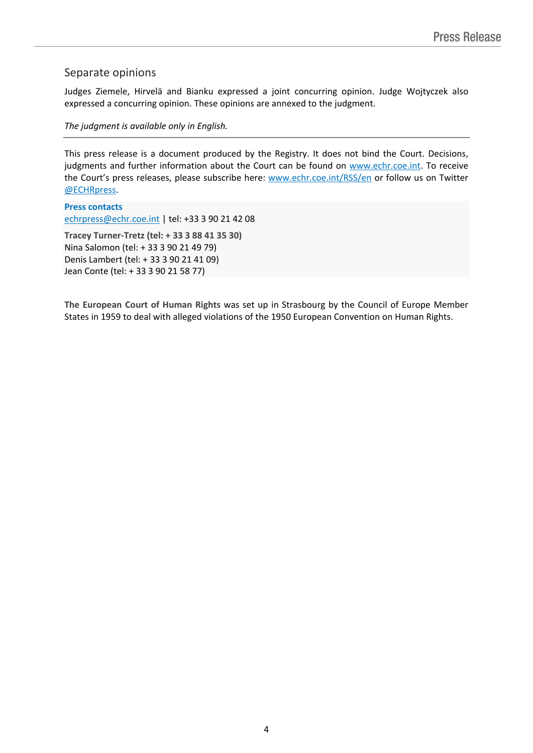## Separate opinions

Judges Ziemele, Hirvelä and Bianku expressed a joint concurring opinion. Judge Wojtyczek also expressed a concurring opinion. These opinions are annexed to the judgment.

*The judgment is available only in English.*

---

This press release is a document produced by the Registry. It does not bind the Court. Decisions, judgments and further information about the Court can be found on www.echr.coe.int. To receive the Court's press releases, please subscribe here: www.echr.coe.int/RSS/en or follow us on Twitter @ECHRpress.

**Press contacts**
echrpress@echr.coe.int | tel: +33 3 90 21 42 08

**Tracey Turner-Tretz (tel: + 33 3 88 41 35 30)**
Nina Salomon (tel: + 33 3 90 21 49 79)
Denis Lambert (tel: + 33 3 90 21 41 09)
Jean Conte (tel: + 33 3 90 21 58 77)

**The European Court of Human Rights** was set up in Strasbourg by the Council of Europe Member States in 1959 to deal with alleged violations of the 1950 European Convention on Human Rights.